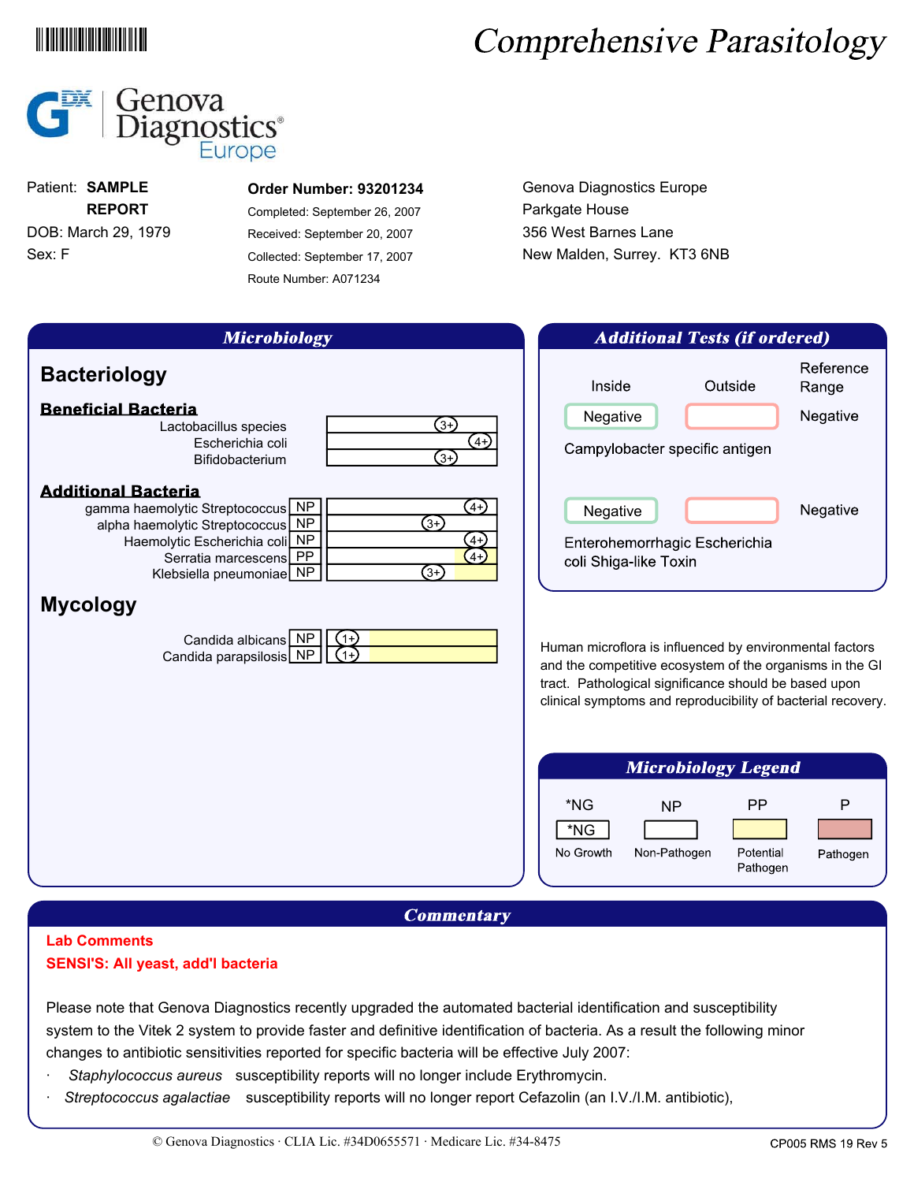# Comprehensive Parasitology

Genova Diagnostics Europe

Patient: **SAMPLE REPORT**
DOB: March 29, 1979
Sex: F

**Order Number: 93201234**
Completed: September 26, 2007
Received: September 20, 2007
Collected: September 17, 2007
Route Number: A071234

Genova Diagnostics Europe
Parkgate House
356 West Barnes Lane
New Malden, Surrey. KT3 6NB

## Microbiology

### Bacteriology

**Beneficial Bacteria**

| Organism | Result |
|---|---|
| Lactobacillus species | 3+ |
| Escherichia coli | 4+ |
| Bifidobacterium | 3+ |

**Additional Bacteria**

| Organism | Classification | Result |
|---|---|---|
| gamma haemolytic Streptococcus | NP | 4+ |
| alpha haemolytic Streptococcus | NP | 3+ |
| Haemolytic Escherichia coli | NP | 4+ |
| Serratia marcescens | PP | 4+ |
| Klebsiella pneumoniae | NP | 3+ |

### Mycology

| Organism | Classification | Result |
|---|---|---|
| Candida albicans | NP | 1+ |
| Candida parapsilosis | NP | 1+ |

## Additional Tests (if ordered)

| Test | Inside | Outside | Reference Range |
|---|---|---|---|
| Campylobacter specific antigen | Negative | | Negative |
| Enterohemorrhagic Escherichia coli Shiga-like Toxin | Negative | | Negative |

Human microflora is influenced by environmental factors and the competitive ecosystem of the organisms in the GI tract. Pathological significance should be based upon clinical symptoms and reproducibility of bacterial recovery.

## Microbiology Legend

| *NG | NP | PP | P |
|---|---|---|---|
| No Growth | Non-Pathogen | Potential Pathogen | Pathogen |

## Commentary

**Lab Comments**
**SENSI'S: All yeast, add'l bacteria**

Please note that Genova Diagnostics recently upgraded the automated bacterial identification and susceptibility system to the Vitek 2 system to provide faster and definitive identification of bacteria. As a result the following minor changes to antibiotic sensitivities reported for specific bacteria will be effective July 2007:

- *Staphylococcus aureus* susceptibility reports will no longer include Erythromycin.
- *Streptococcus agalactiae* susceptibility reports will no longer report Cefazolin (an I.V./I.M. antibiotic),

© Genova Diagnostics · CLIA Lic. #34D0655571 · Medicare Lic. #34-8475 CP005 RMS 19 Rev 5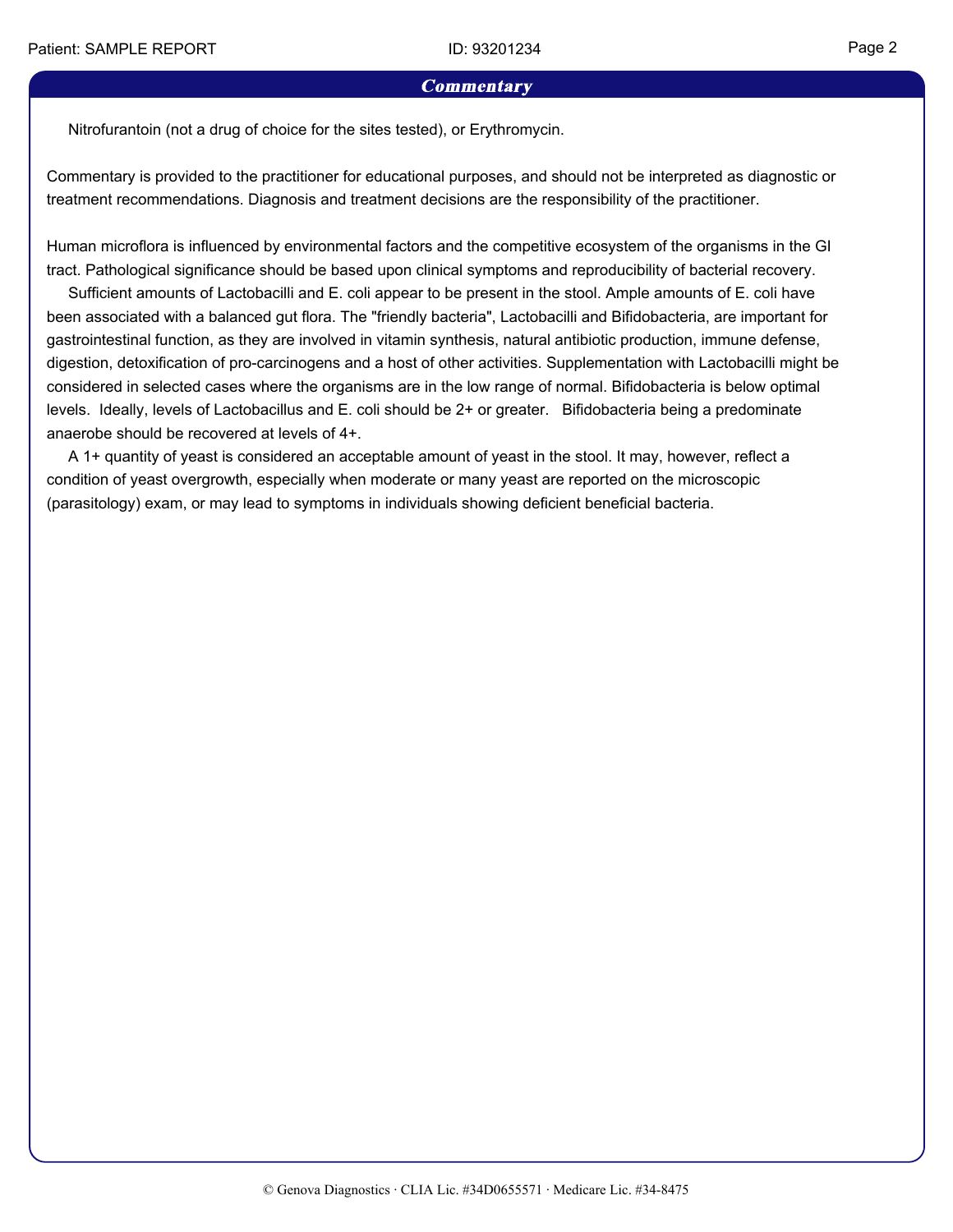## Commentary

Nitrofurantoin (not a drug of choice for the sites tested), or Erythromycin.

Commentary is provided to the practitioner for educational purposes, and should not be interpreted as diagnostic or treatment recommendations. Diagnosis and treatment decisions are the responsibility of the practitioner.

Human microflora is influenced by environmental factors and the competitive ecosystem of the organisms in the GI tract. Pathological significance should be based upon clinical symptoms and reproducibility of bacterial recovery.

Sufficient amounts of Lactobacilli and E. coli appear to be present in the stool. Ample amounts of E. coli have been associated with a balanced gut flora. The "friendly bacteria", Lactobacilli and Bifidobacteria, are important for gastrointestinal function, as they are involved in vitamin synthesis, natural antibiotic production, immune defense, digestion, detoxification of pro-carcinogens and a host of other activities. Supplementation with Lactobacilli might be considered in selected cases where the organisms are in the low range of normal. Bifidobacteria is below optimal levels. Ideally, levels of Lactobacillus and E. coli should be 2+ or greater. Bifidobacteria being a predominate anaerobe should be recovered at levels of 4+.

A 1+ quantity of yeast is considered an acceptable amount of yeast in the stool. It may, however, reflect a condition of yeast overgrowth, especially when moderate or many yeast are reported on the microscopic (parasitology) exam, or may lead to symptoms in individuals showing deficient beneficial bacteria.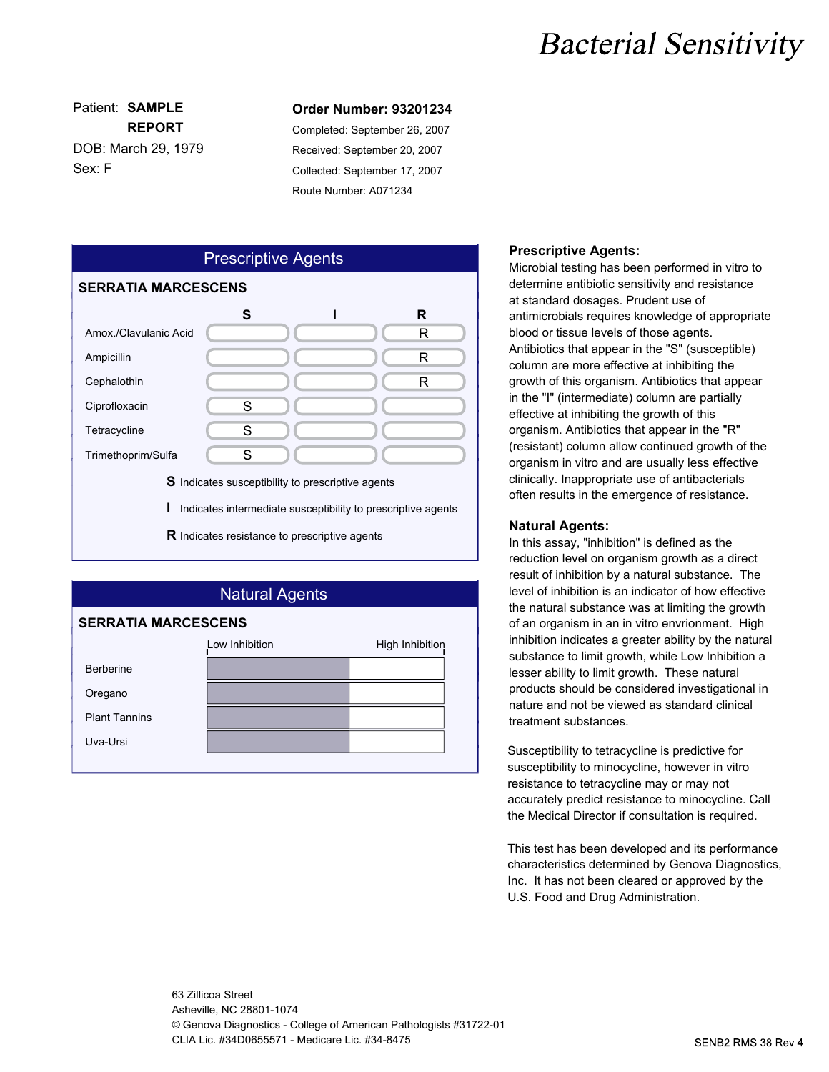# Bacterial Sensitivity

Patient: **SAMPLE REPORT**
DOB: March 29, 1979
Sex: F

**Order Number: 93201234**
Completed: September 26, 2007
Received: September 20, 2007
Collected: September 17, 2007
Route Number: A071234

## Prescriptive Agents

**SERRATIA MARCESCENS**

| | S | I | R |
|---|---|---|---|
| Amox./Clavulanic Acid | | | R |
| Ampicillin | | | R |
| Cephalothin | | | R |
| Ciprofloxacin | S | | |
| Tetracycline | S | | |
| Trimethoprim/Sulfa | S | | |

**S** Indicates susceptibility to prescriptive agents

**I** Indicates intermediate susceptibility to prescriptive agents

**R** Indicates resistance to prescriptive agents

## Natural Agents

**SERRATIA MARCESCENS**

| | Low Inhibition — High Inhibition |
|---|---|
| Berberine | |
| Oregano | |
| Plant Tannins | |
| Uva-Ursi | |

**Prescriptive Agents:**
Microbial testing has been performed in vitro to determine antibiotic sensitivity and resistance at standard dosages. Prudent use of antimicrobials requires knowledge of appropriate blood or tissue levels of those agents. Antibiotics that appear in the "S" (susceptible) column are more effective at inhibiting the growth of this organism. Antibiotics that appear in the "I" (intermediate) column are partially effective at inhibiting the growth of this organism. Antibiotics that appear in the "R" (resistant) column allow continued growth of the organism in vitro and are usually less effective clinically. Inappropriate use of antibacterials often results in the emergence of resistance.

**Natural Agents:**
In this assay, "inhibition" is defined as the reduction level on organism growth as a direct result of inhibition by a natural substance. The level of inhibition is an indicator of how effective the natural substance was at limiting the growth of an organism in an in vitro envrionment. High inhibition indicates a greater ability by the natural substance to limit growth, while Low Inhibition a lesser ability to limit growth. These natural products should be considered investigational in nature and not be viewed as standard clinical treatment substances.

Susceptibility to tetracycline is predictive for susceptibility to minocycline, however in vitro resistance to tetracycline may or may not accurately predict resistance to minocycline. Call the Medical Director if consultation is required.

This test has been developed and its performance characteristics determined by Genova Diagnostics, Inc. It has not been cleared or approved by the U.S. Food and Drug Administration.

63 Zillicoa Street
Asheville, NC 28801-1074
© Genova Diagnostics - College of American Pathologists #31722-01
CLIA Lic. #34D0655571 - Medicare Lic. #34-8475

SENB2 RMS 38 Rev 4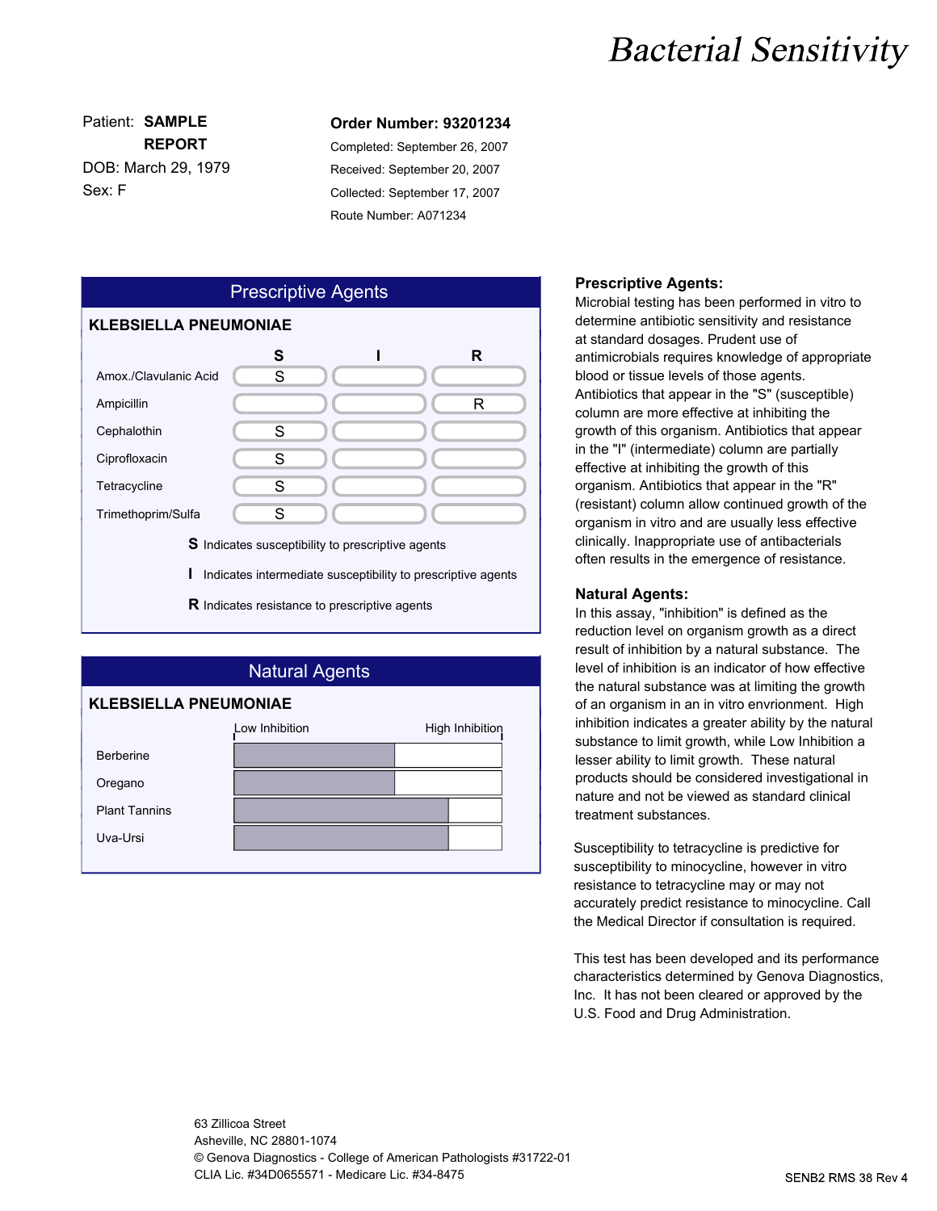# Bacterial Sensitivity

Patient: **SAMPLE REPORT**
DOB: March 29, 1979
Sex: F

**Order Number: 93201234**
Completed: September 26, 2007
Received: September 20, 2007
Collected: September 17, 2007
Route Number: A071234

## Prescriptive Agents

**KLEBSIELLA PNEUMONIAE**

| | S | I | R |
|---|---|---|---|
| Amox./Clavulanic Acid | S | | |
| Ampicillin | | | R |
| Cephalothin | S | | |
| Ciprofloxacin | S | | |
| Tetracycline | S | | |
| Trimethoprim/Sulfa | S | | |

**S** Indicates susceptibility to prescriptive agents

**I** Indicates intermediate susceptibility to prescriptive agents

**R** Indicates resistance to prescriptive agents

## Natural Agents

**KLEBSIELLA PNEUMONIAE**

Low Inhibition — High Inhibition

- Berberine
- Oregano
- Plant Tannins
- Uva-Ursi

### Prescriptive Agents:

Microbial testing has been performed in vitro to determine antibiotic sensitivity and resistance at standard dosages. Prudent use of antimicrobials requires knowledge of appropriate blood or tissue levels of those agents. Antibiotics that appear in the "S" (susceptible) column are more effective at inhibiting the growth of this organism. Antibiotics that appear in the "I" (intermediate) column are partially effective at inhibiting the growth of this organism. Antibiotics that appear in the "R" (resistant) column allow continued growth of the organism in vitro and are usually less effective clinically. Inappropriate use of antibacterials often results in the emergence of resistance.

### Natural Agents:

In this assay, "inhibition" is defined as the reduction level on organism growth as a direct result of inhibition by a natural substance. The level of inhibition is an indicator of how effective the natural substance was at limiting the growth of an organism in an in vitro envrionment. High inhibition indicates a greater ability by the natural substance to limit growth, while Low Inhibition a lesser ability to limit growth. These natural products should be considered investigational in nature and not be viewed as standard clinical treatment substances.

Susceptibility to tetracycline is predictive for susceptibility to minocycline, however in vitro resistance to tetracycline may or may not accurately predict resistance to minocycline. Call the Medical Director if consultation is required.

This test has been developed and its performance characteristics determined by Genova Diagnostics, Inc. It has not been cleared or approved by the U.S. Food and Drug Administration.

63 Zillicoa Street
Asheville, NC 28801-1074
© Genova Diagnostics - College of American Pathologists #31722-01
CLIA Lic. #34D0655571 - Medicare Lic. #34-8475

SENB2 RMS 38 Rev 4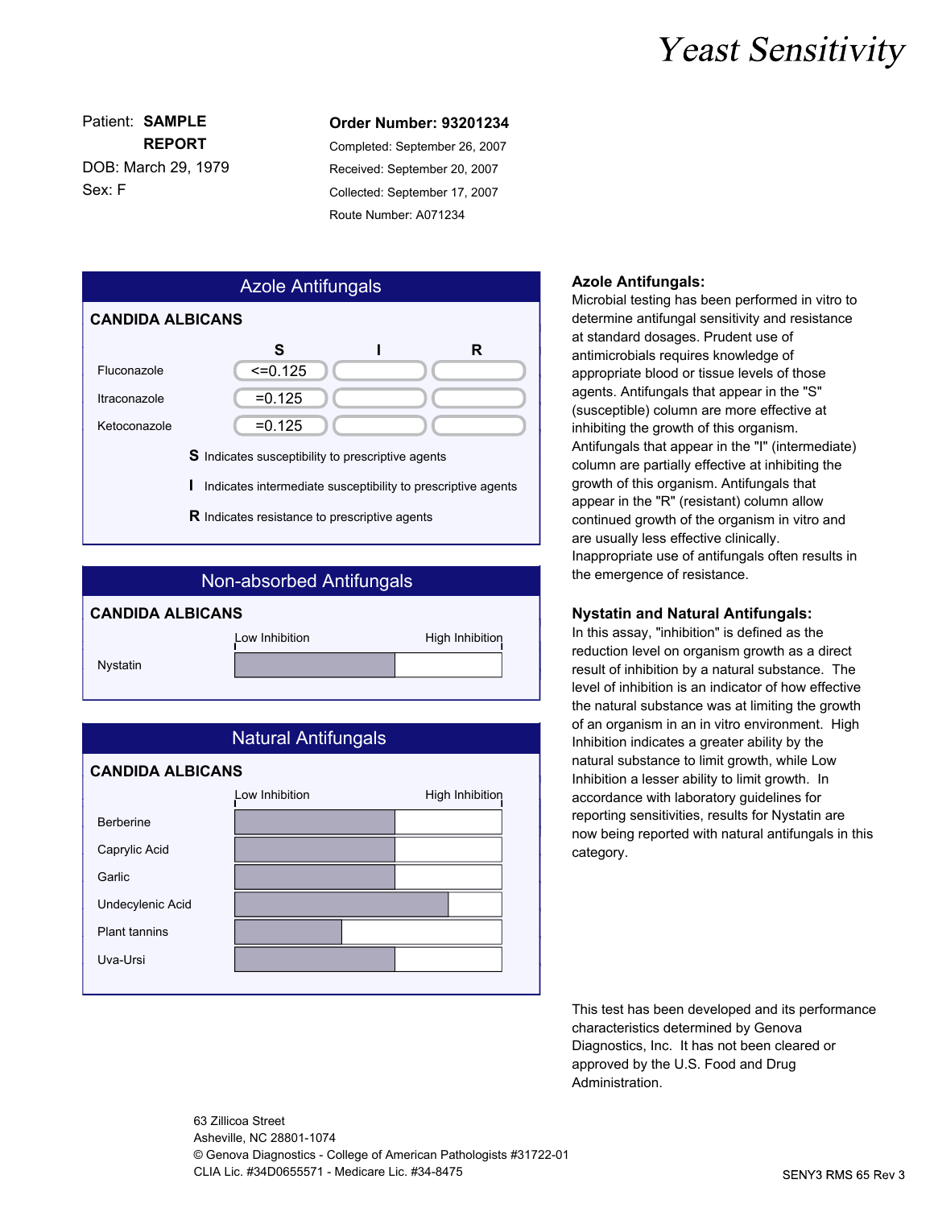# Yeast Sensitivity

Patient: **SAMPLE REPORT**
DOB: March 29, 1979
Sex: F

**Order Number: 93201234**
Completed: September 26, 2007
Received: September 20, 2007
Collected: September 17, 2007
Route Number: A071234

## Azole Antifungals

**CANDIDA ALBICANS**

| | S | I | R |
|---|---|---|---|
| Fluconazole | <=0.125 | | |
| Itraconazole | =0.125 | | |
| Ketoconazole | =0.125 | | |

**S** Indicates susceptibility to prescriptive agents

**I** Indicates intermediate susceptibility to prescriptive agents

**R** Indicates resistance to prescriptive agents

## Non-absorbed Antifungals

**CANDIDA ALBICANS**

| | Low Inhibition — High Inhibition |
|---|---|
| Nystatin | |

## Natural Antifungals

**CANDIDA ALBICANS**

| | Low Inhibition — High Inhibition |
|---|---|
| Berberine | |
| Caprylic Acid | |
| Garlic | |
| Undecylenic Acid | |
| Plant tannins | |
| Uva-Ursi | |

**Azole Antifungals:**
Microbial testing has been performed in vitro to determine antifungal sensitivity and resistance at standard dosages. Prudent use of antimicrobials requires knowledge of appropriate blood or tissue levels of those agents. Antifungals that appear in the "S" (susceptible) column are more effective at inhibiting the growth of this organism. Antifungals that appear in the "I" (intermediate) column are partially effective at inhibiting the growth of this organism. Antifungals that appear in the "R" (resistant) column allow continued growth of the organism in vitro and are usually less effective clinically. Inappropriate use of antifungals often results in the emergence of resistance.

**Nystatin and Natural Antifungals:**
In this assay, "inhibition" is defined as the reduction level on organism growth as a direct result of inhibition by a natural substance. The level of inhibition is an indicator of how effective the natural substance was at limiting the growth of an organism in an in vitro environment. High Inhibition indicates a greater ability by the natural substance to limit growth, while Low Inhibition a lesser ability to limit growth. In accordance with laboratory guidelines for reporting sensitivities, results for Nystatin are now being reported with natural antifungals in this category.

This test has been developed and its performance characteristics determined by Genova Diagnostics, Inc. It has not been cleared or approved by the U.S. Food and Drug Administration.

63 Zillicoa Street
Asheville, NC 28801-1074
© Genova Diagnostics - College of American Pathologists #31722-01
CLIA Lic. #34D0655571 - Medicare Lic. #34-8475

SENY3 RMS 65 Rev 3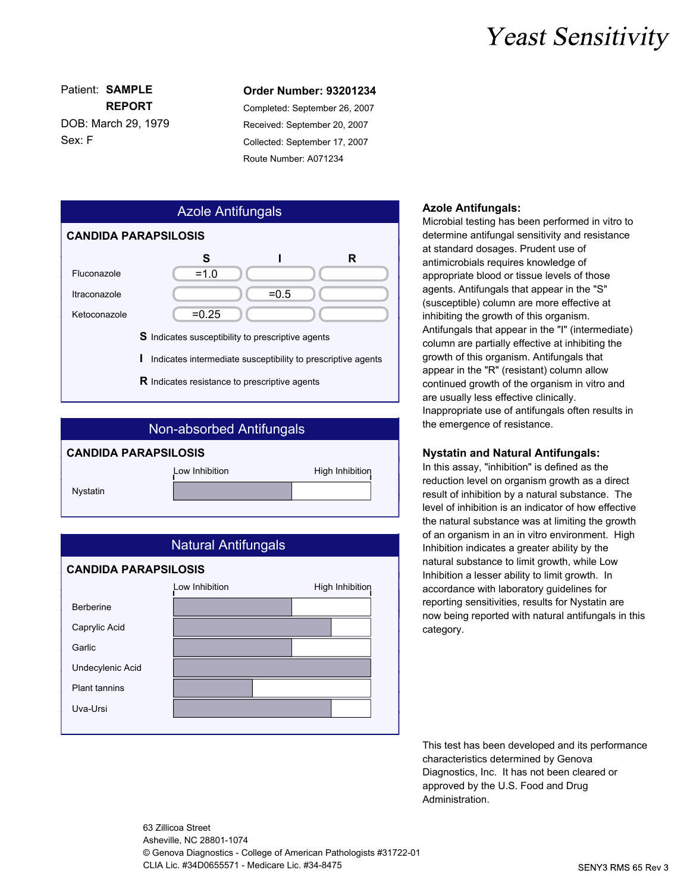# Yeast Sensitivity

Patient: **SAMPLE REPORT**
DOB: March 29, 1979
Sex: F

**Order Number: 93201234**
Completed: September 26, 2007
Received: September 20, 2007
Collected: September 17, 2007
Route Number: A071234

## Azole Antifungals

**CANDIDA PARAPSILOSIS**

| | S | I | R |
|---|---|---|---|
| Fluconazole | =1.0 | | |
| Itraconazole | | =0.5 | |
| Ketoconazole | =0.25 | | |

**S** Indicates susceptibility to prescriptive agents

**I** Indicates intermediate susceptibility to prescriptive agents

**R** Indicates resistance to prescriptive agents

## Non-absorbed Antifungals

**CANDIDA PARAPSILOSIS**

| | Low Inhibition — High Inhibition |
|---|---|
| Nystatin | |

## Natural Antifungals

**CANDIDA PARAPSILOSIS**

| | Low Inhibition — High Inhibition |
|---|---|
| Berberine | |
| Caprylic Acid | |
| Garlic | |
| Undecylenic Acid | |
| Plant tannins | |
| Uva-Ursi | |

**Azole Antifungals:**
Microbial testing has been performed in vitro to determine antifungal sensitivity and resistance at standard dosages. Prudent use of antimicrobials requires knowledge of appropriate blood or tissue levels of those agents. Antifungals that appear in the "S" (susceptible) column are more effective at inhibiting the growth of this organism. Antifungals that appear in the "I" (intermediate) column are partially effective at inhibiting the growth of this organism. Antifungals that appear in the "R" (resistant) column allow continued growth of the organism in vitro and are usually less effective clinically. Inappropriate use of antifungals often results in the emergence of resistance.

**Nystatin and Natural Antifungals:**
In this assay, "inhibition" is defined as the reduction level on organism growth as a direct result of inhibition by a natural substance. The level of inhibition is an indicator of how effective the natural substance was at limiting the growth of an organism in an in vitro environment. High Inhibition indicates a greater ability by the natural substance to limit growth, while Low Inhibition a lesser ability to limit growth. In accordance with laboratory guidelines for reporting sensitivities, results for Nystatin are now being reported with natural antifungals in this category.

This test has been developed and its performance characteristics determined by Genova Diagnostics, Inc. It has not been cleared or approved by the U.S. Food and Drug Administration.

63 Zillicoa Street
Asheville, NC 28801-1074
© Genova Diagnostics - College of American Pathologists #31722-01
CLIA Lic. #34D0655571 - Medicare Lic. #34-8475

SENY3 RMS 65 Rev 3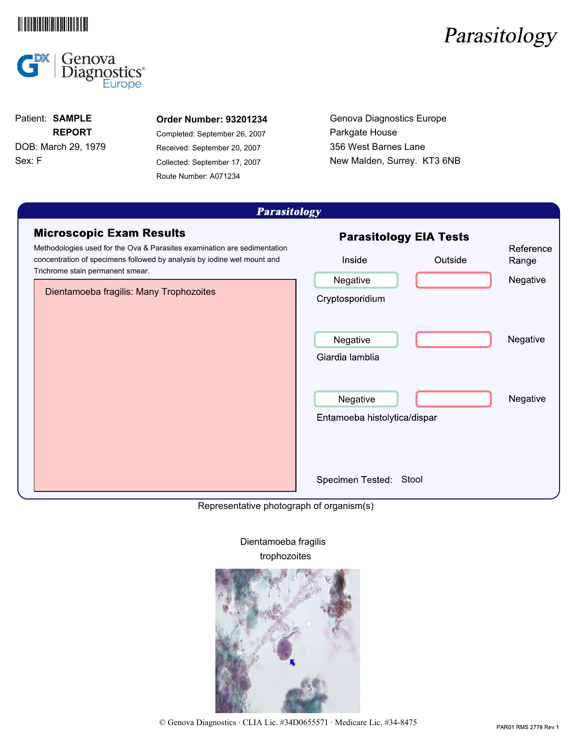# Parasitology

**Genova Diagnostics Europe**

Patient: **SAMPLE REPORT**
DOB: March 29, 1979
Sex: F

**Order Number: 93201234**
Completed: September 26, 2007
Received: September 20, 2007
Collected: September 17, 2007
Route Number: A071234

Genova Diagnostics Europe
Parkgate House
356 West Barnes Lane
New Malden, Surrey. KT3 6NB

## *Parasitology*

### Microscopic Exam Results

Methodologies used for the Ova & Parasites examination are sedimentation concentration of specimens followed by analysis by iodine wet mount and Trichrome stain permanent smear.

Dientamoeba fragilis: Many Trophozoites

### Parasitology EIA Tests

| | Inside | Outside | Reference Range |
|---|---|---|---|
| Cryptosporidium | Negative | | Negative |
| Giardia lamblia | Negative | | Negative |
| Entamoeba histolytica/dispar | Negative | | Negative |

Specimen Tested: Stool

Representative photograph of organism(s)

Dientamoeba fragilis trophozoites

© Genova Diagnostics · CLIA Lic. #34D0655571 · Medicare Lic. #34-8475

PAR01 RMS 2778 Rev 1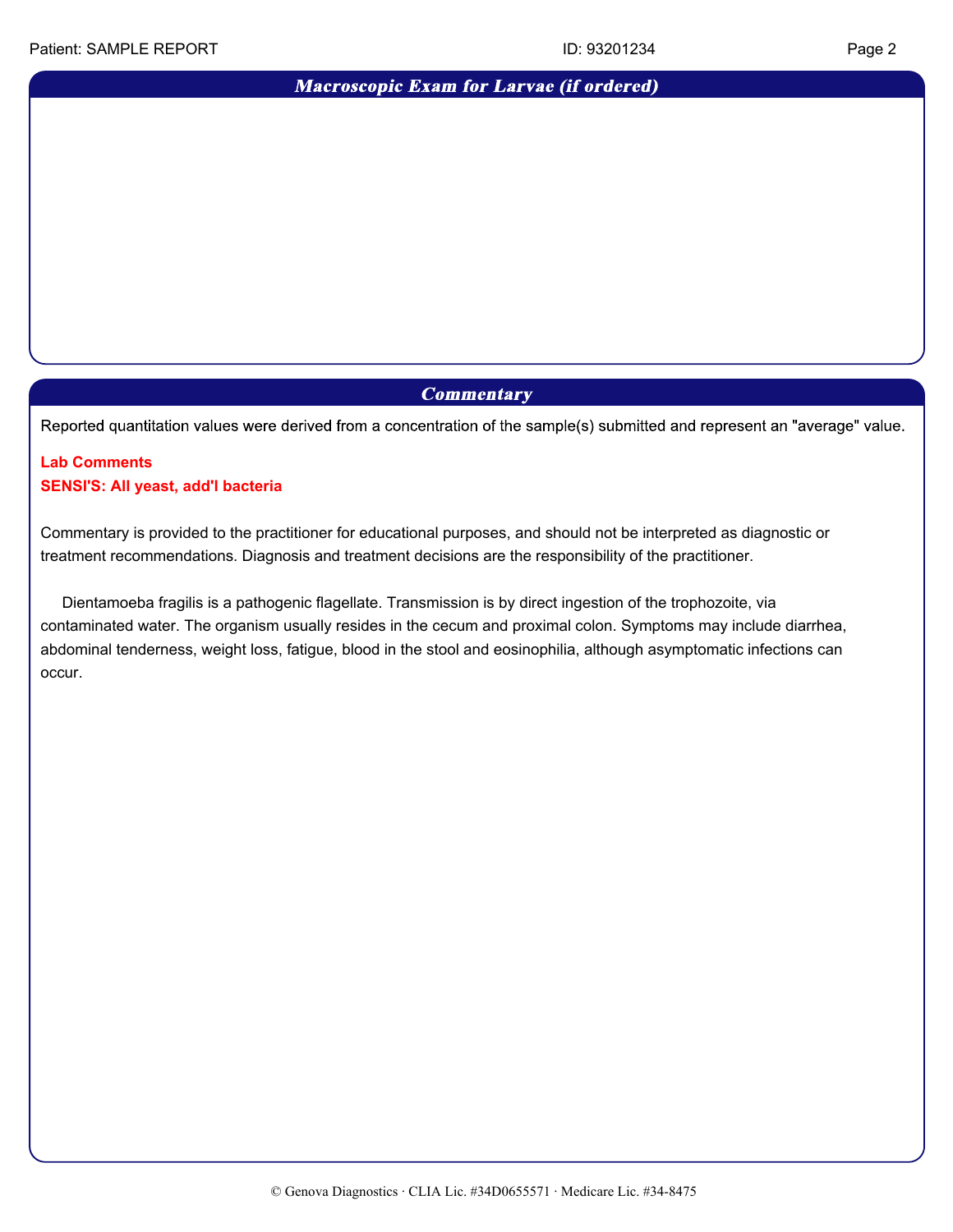## Macroscopic Exam for Larvae (if ordered)

## Commentary

Reported quantitation values were derived from a concentration of the sample(s) submitted and represent an "average" value.

**Lab Comments**
**SENSI'S: All yeast, add'l bacteria**

Commentary is provided to the practitioner for educational purposes, and should not be interpreted as diagnostic or treatment recommendations. Diagnosis and treatment decisions are the responsibility of the practitioner.

Dientamoeba fragilis is a pathogenic flagellate. Transmission is by direct ingestion of the trophozoite, via contaminated water. The organism usually resides in the cecum and proximal colon. Symptoms may include diarrhea, abdominal tenderness, weight loss, fatigue, blood in the stool and eosinophilia, although asymptomatic infections can occur.